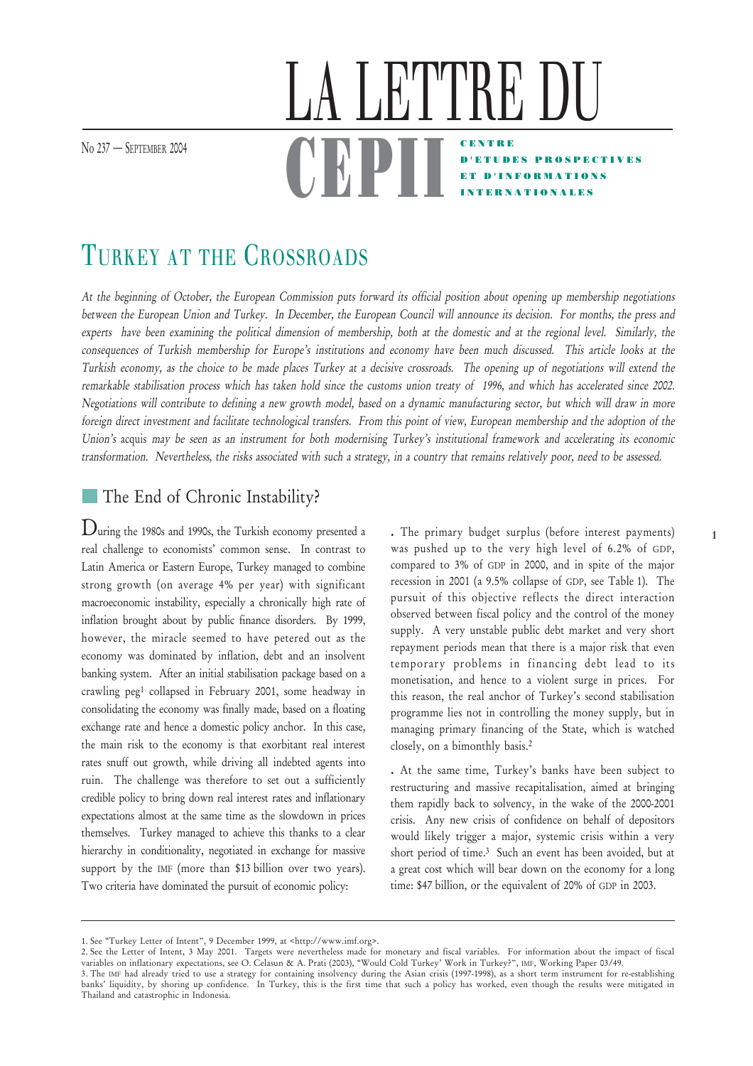# LA LETTRE DU CEPII

No 237 — SEPTEMBER 2004

CENTRE D'ETUDES PROSPECTIVES ET D'INFORMATIONS INTERNATIONALES

## TURKEY AT THE CROSSROADS

*At the beginning of October, the European Commission puts forward its official position about opening up membership negotiations between the European Union and Turkey. In December, the European Council will announce its decision. For months, the press and experts have been examining the political dimension of membership, both at the domestic and at the regional level. Similarly, the consequences of Turkish membership for Europe's institutions and economy have been much discussed. This article looks at the Turkish economy, as the choice to be made places Turkey at a decisive crossroads. The opening up of negotiations will extend the remarkable stabilisation process which has taken hold since the customs union treaty of 1996, and which has accelerated since 2002. Negotiations will contribute to defining a new growth model, based on a dynamic manufacturing sector, but which will draw in more foreign direct investment and facilitate technological transfers. From this point of view, European membership and the adoption of the Union's* acquis *may be seen as an instrument for both modernising Turkey's institutional framework and accelerating its economic transformation. Nevertheless, the risks associated with such a strategy, in a country that remains relatively poor, need to be assessed.*

### The End of Chronic Instability?

During the 1980s and 1990s, the Turkish economy presented a real challenge to economists' common sense. In contrast to Latin America or Eastern Europe, Turkey managed to combine strong growth (on average 4% per year) with significant macroeconomic instability, especially a chronically high rate of inflation brought about by public finance disorders. By 1999, however, the miracle seemed to have petered out as the economy was dominated by inflation, debt and an insolvent banking system. After an initial stabilisation package based on a crawling peg[1] collapsed in February 2001, some headway in consolidating the economy was finally made, based on a floating exchange rate and hence a domestic policy anchor. In this case, the main risk to the economy is that exorbitant real interest rates snuff out growth, while driving all indebted agents into ruin. The challenge was therefore to set out a sufficiently credible policy to bring down real interest rates and inflationary expectations almost at the same time as the slowdown in prices themselves. Turkey managed to achieve this thanks to a clear hierarchy in conditionality, negotiated in exchange for massive support by the IMF (more than $13 billion over two years). Two criteria have dominated the pursuit of economic policy:

. The primary budget surplus (before interest payments) was pushed up to the very high level of 6.2% of GDP, compared to 3% of GDP in 2000, and in spite of the major recession in 2001 (a 9.5% collapse of GDP, see Table 1). The pursuit of this objective reflects the direct interaction observed between fiscal policy and the control of the money supply. A very unstable public debt market and very short repayment periods mean that there is a major risk that even temporary problems in financing debt lead to its monetisation, and hence to a violent surge in prices. For this reason, the real anchor of Turkey's second stabilisation programme lies not in controlling the money supply, but in managing primary financing of the State, which is watched closely, on a bimonthly basis.[2]

. At the same time, Turkey's banks have been subject to restructuring and massive recapitalisation, aimed at bringing them rapidly back to solvency, in the wake of the 2000-2001 crisis. Any new crisis of confidence on behalf of depositors would likely trigger a major, systemic crisis within a very short period of time.[3] Such an event has been avoided, but at a great cost which will bear down on the economy for a long time: $47 billion, or the equivalent of 20% of GDP in 2003.

1. See "Turkey Letter of Intent", 9 December 1999, at <http://www.imf.org>.
2. See the Letter of Intent, 3 May 2001. Targets were nevertheless made for monetary and fiscal variables. For information about the impact of fiscal variables on inflationary expectations, see O. Celasun & A. Prati (2003), "Would Cold Turkey' Work in Turkey?", IMF, Working Paper 03/49.
3. The IMF had already tried to use a strategy for containing insolvency during the Asian crisis (1997-1998), as a short term instrument for re-establishing banks' liquidity, by shoring up confidence. In Turkey, this is the first time that such a policy has worked, even though the results were mitigated in Thailand and catastrophic in Indonesia.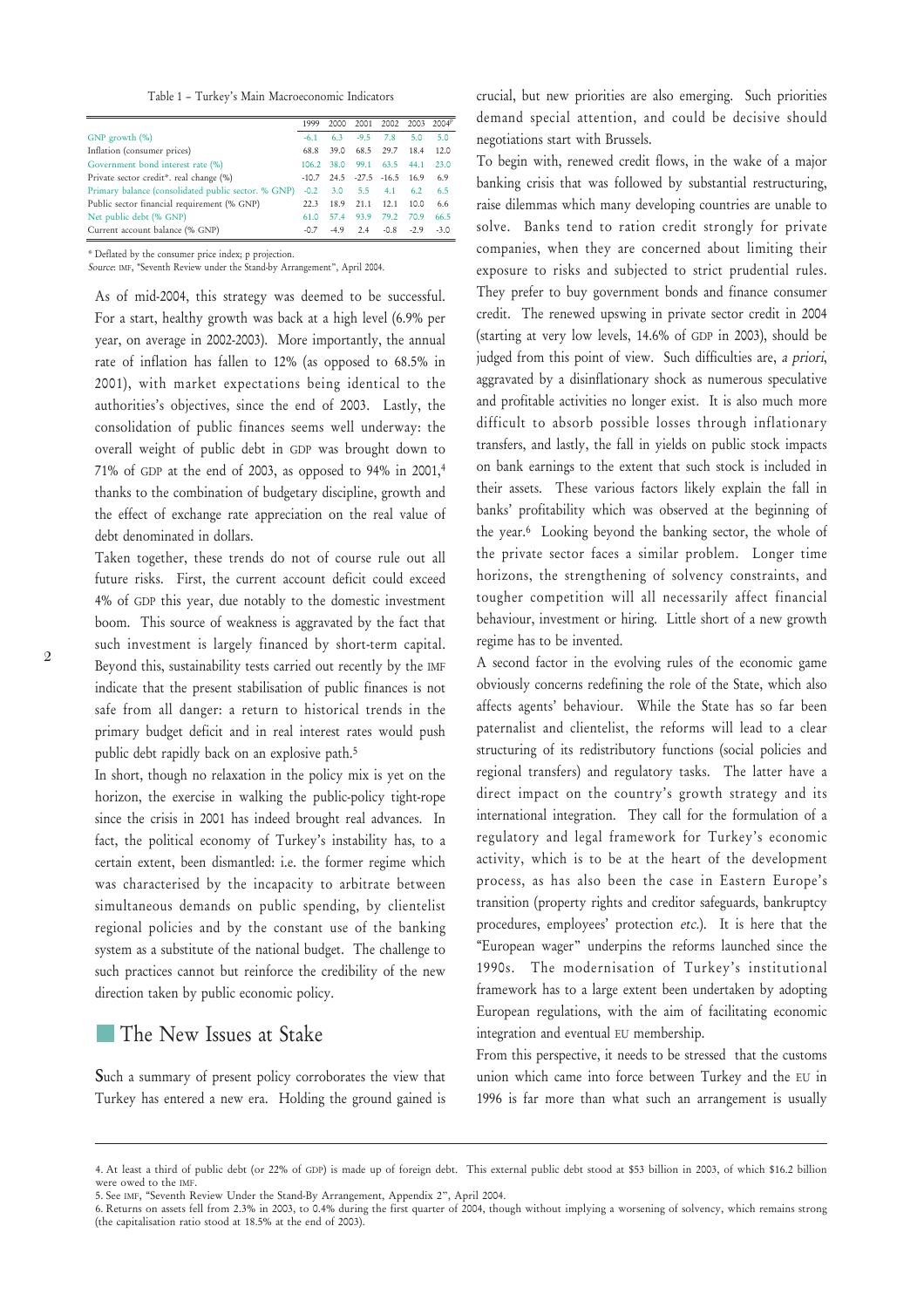Table 1 – Turkey's Main Macroeconomic Indicators

| | 1999 | 2000 | 2001 | 2002 | 2003 | 2004p |
|---|---|---|---|---|---|---|
| GNP growth (%) | -6.1 | 6.3 | -9.5 | 7.8 | 5.0 | 5.0 |
| Inflation (consumer prices) | 68.8 | 39.0 | 68.5 | 29.7 | 18.4 | 12.0 |
| Government bond interest rate (%) | 106.2 | 38.0 | 99.1 | 63.5 | 44.1 | 23.0 |
| Private sector credit*. real change (%) | -10.7 | 24.5 | -27.5 | -16.5 | 16.9 | 6.9 |
| Primary balance (consolidated public sector. % GNP) | -0.2 | 3.0 | 5.5 | 4.1 | 6.2 | 6.5 |
| Public sector financial requirement (% GNP) | 22.3 | 18.9 | 21.1 | 12.1 | 10.0 | 6.6 |
| Net public debt (% GNP) | 61.0 | 57.4 | 93.9 | 79.2 | 70.9 | 66.5 |
| Current account balance (% GNP) | -0.7 | -4.9 | 2.4 | -0.8 | -2.9 | -3.0 |

\* Deflated by the consumer price index; p projection.

*Source*: IMF, "Seventh Review under the Stand-by Arrangement", April 2004.

As of mid-2004, this strategy was deemed to be successful. For a start, healthy growth was back at a high level (6.9% per year, on average in 2002-2003). More importantly, the annual rate of inflation has fallen to 12% (as opposed to 68.5% in 2001), with market expectations being identical to the authorities's objectives, since the end of 2003. Lastly, the consolidation of public finances seems well underway: the overall weight of public debt in GDP was brought down to 71% of GDP at the end of 2003, as opposed to 94% in 2001,[4] thanks to the combination of budgetary discipline, growth and the effect of exchange rate appreciation on the real value of debt denominated in dollars.

Taken together, these trends do not of course rule out all future risks. First, the current account deficit could exceed 4% of GDP this year, due notably to the domestic investment boom. This source of weakness is aggravated by the fact that such investment is largely financed by short-term capital. Beyond this, sustainability tests carried out recently by the IMF indicate that the present stabilisation of public finances is not safe from all danger: a return to historical trends in the primary budget deficit and in real interest rates would push public debt rapidly back on an explosive path.[5]

In short, though no relaxation in the policy mix is yet on the horizon, the exercise in walking the public-policy tight-rope since the crisis in 2001 has indeed brought real advances. In fact, the political economy of Turkey's instability has, to a certain extent, been dismantled: i.e. the former regime which was characterised by the incapacity to arbitrate between simultaneous demands on public spending, by clientelist regional policies and by the constant use of the banking system as a substitute of the national budget. The challenge to such practices cannot but reinforce the credibility of the new direction taken by public economic policy.

## The New Issues at Stake

Such a summary of present policy corroborates the view that Turkey has entered a new era. Holding the ground gained is crucial, but new priorities are also emerging. Such priorities demand special attention, and could be decisive should negotiations start with Brussels.

To begin with, renewed credit flows, in the wake of a major banking crisis that was followed by substantial restructuring, raise dilemmas which many developing countries are unable to solve. Banks tend to ration credit strongly for private companies, when they are concerned about limiting their exposure to risks and subjected to strict prudential rules. They prefer to buy government bonds and finance consumer credit. The renewed upswing in private sector credit in 2004 (starting at very low levels, 14.6% of GDP in 2003), should be judged from this point of view. Such difficulties are, *a priori*, aggravated by a disinflationary shock as numerous speculative and profitable activities no longer exist. It is also much more difficult to absorb possible losses through inflationary transfers, and lastly, the fall in yields on public stock impacts on bank earnings to the extent that such stock is included in their assets. These various factors likely explain the fall in banks' profitability which was observed at the beginning of the year.[6] Looking beyond the banking sector, the whole of the private sector faces a similar problem. Longer time horizons, the strengthening of solvency constraints, and tougher competition will all necessarily affect financial behaviour, investment or hiring. Little short of a new growth regime has to be invented.

A second factor in the evolving rules of the economic game obviously concerns redefining the role of the State, which also affects agents' behaviour. While the State has so far been paternalist and clientelist, the reforms will lead to a clear structuring of its redistributory functions (social policies and regional transfers) and regulatory tasks. The latter have a direct impact on the country's growth strategy and its international integration. They call for the formulation of a regulatory and legal framework for Turkey's economic activity, which is to be at the heart of the development process, as has also been the case in Eastern Europe's transition (property rights and creditor safeguards, bankruptcy procedures, employees' protection *etc.*). It is here that the "European wager" underpins the reforms launched since the 1990s. The modernisation of Turkey's institutional framework has to a large extent been undertaken by adopting European regulations, with the aim of facilitating economic integration and eventual EU membership.

From this perspective, it needs to be stressed that the customs union which came into force between Turkey and the EU in 1996 is far more than what such an arrangement is usually

---

4. At least a third of public debt (or 22% of GDP) is made up of foreign debt. This external public debt stood at $53 billion in 2003, of which $16.2 billion were owed to the IMF.

5. See IMF, "Seventh Review Under the Stand-By Arrangement, Appendix 2", April 2004.

6. Returns on assets fell from 2.3% in 2003, to 0.4% during the first quarter of 2004, though without implying a worsening of solvency, which remains strong (the capitalisation ratio stood at 18.5% at the end of 2003).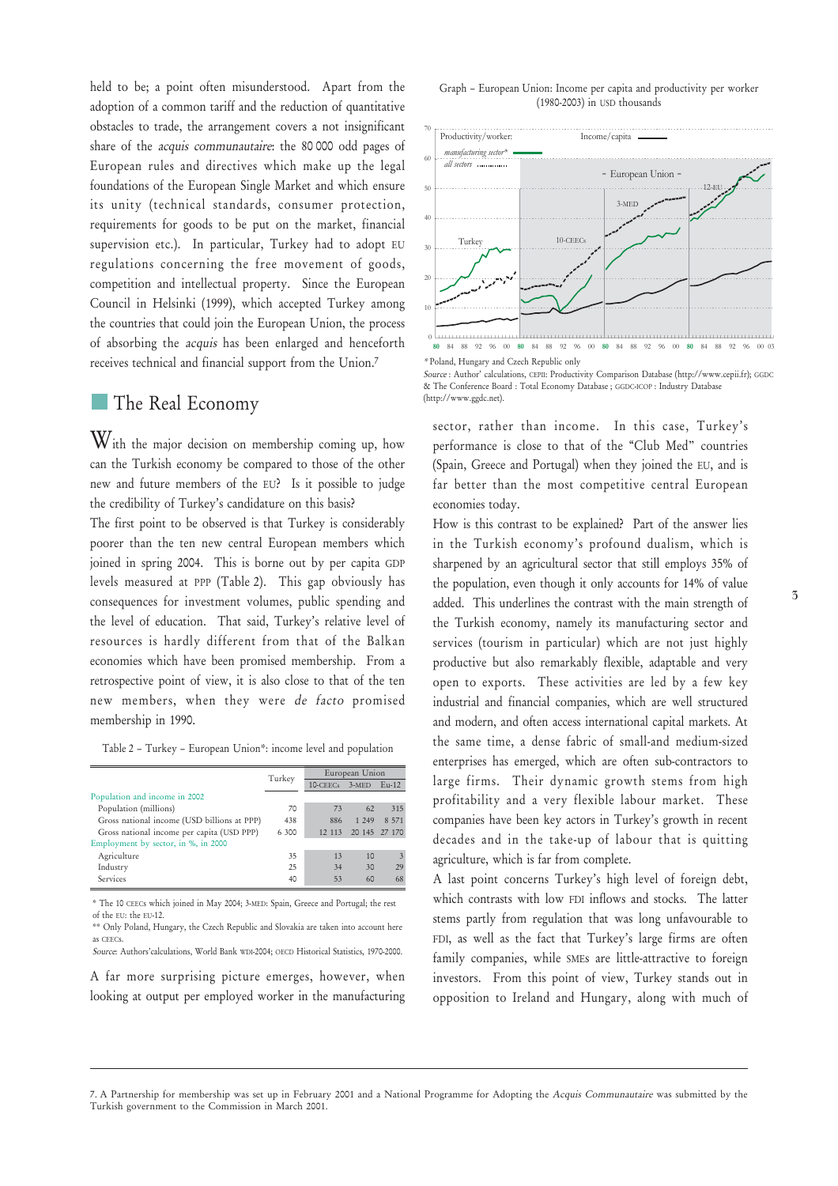held to be; a point often misunderstood. Apart from the adoption of a common tariff and the reduction of quantitative obstacles to trade, the arrangement covers a not insignificant share of the *acquis communautaire*: the 80 000 odd pages of European rules and directives which make up the legal foundations of the European Single Market and which ensure its unity (technical standards, consumer protection, requirements for goods to be put on the market, financial supervision etc.). In particular, Turkey had to adopt EU regulations concerning the free movement of goods, competition and intellectual property. Since the European Council in Helsinki (1999), which accepted Turkey among the countries that could join the European Union, the process of absorbing the *acquis* has been enlarged and henceforth receives technical and financial support from the Union.[7]

## The Real Economy

With the major decision on membership coming up, how can the Turkish economy be compared to those of the other new and future members of the EU? Is it possible to judge the credibility of Turkey's candidature on this basis?

The first point to be observed is that Turkey is considerably poorer than the ten new central European members which joined in spring 2004. This is borne out by per capita GDP levels measured at PPP (Table 2). This gap obviously has consequences for investment volumes, public spending and the level of education. That said, Turkey's relative level of resources is hardly different from that of the Balkan economies which have been promised membership. From a retrospective point of view, it is also close to that of the ten new members, when they were *de facto* promised membership in 1990.

Table 2 – Turkey – European Union*: income level and population

| | Turkey | European Union | | |
|---|---|---|---|---|
| | | 10-CEECs | 3-MED | Eu-12 |
| **Population and income in 2002** | | | | |
| Population (millions) | 70 | 73 | 62 | 315 |
| Gross national income (USD billions at PPP) | 438 | 886 | 1 249 | 8 571 |
| Gross national income per capita (USD PPP) | 6 300 | 12 113 | 20 145 | 27 170 |
| **Employment by sector, in %, in 2000** | | | | |
| Agriculture | 35 | 13 | 10 | 3 |
| Industry | 25 | 34 | 30 | 29 |
| Services | 40 | 53 | 60 | 68 |

\* The 10 CEECs which joined in May 2004; 3-MED: Spain, Greece and Portugal; the rest of the EU: the EU-12.

\*\* Only Poland, Hungary, the Czech Republic and Slovakia are taken into account here as CEECs.

*Source*: Authors'calculations, World Bank WDI-2004; OECD Historical Statistics, 1970-2000.

A far more surprising picture emerges, however, when looking at output per employed worker in the manufacturing sector, rather than income. In this case, Turkey's performance is close to that of the "Club Med" countries (Spain, Greece and Portugal) when they joined the EU, and is far better than the most competitive central European economies today.

Graph – European Union: Income per capita and productivity per worker (1980-2003) in USD thousands

\* Poland, Hungary and Czech Republic only

*Source* : Author' calculations, CEPII: Productivity Comparison Database (http://www.cepii.fr); GGDC & The Conference Board : Total Economy Database ; GGDC-ICOP : Industry Database (http://www.ggdc.net).

How is this contrast to be explained? Part of the answer lies in the Turkish economy's profound dualism, which is sharpened by an agricultural sector that still employs 35% of the population, even though it only accounts for 14% of value added. This underlines the contrast with the main strength of the Turkish economy, namely its manufacturing sector and services (tourism in particular) which are not just highly productive but also remarkably flexible, adaptable and very open to exports. These activities are led by a few key industrial and financial companies, which are well structured and modern, and often access international capital markets. At the same time, a dense fabric of small-and medium-sized enterprises has emerged, which are often sub-contractors to large firms. Their dynamic growth stems from high profitability and a very flexible labour market. These companies have been key actors in Turkey's growth in recent decades and in the take-up of labour that is quitting agriculture, which is far from complete.

A last point concerns Turkey's high level of foreign debt, which contrasts with low FDI inflows and stocks. The latter stems partly from regulation that was long unfavourable to FDI, as well as the fact that Turkey's large firms are often family companies, while SMEs are little-attractive to foreign investors. From this point of view, Turkey stands out in opposition to Ireland and Hungary, along with much of

7. A Partnership for membership was set up in February 2001 and a National Programme for Adopting the *Acquis Communautaire* was submitted by the Turkish government to the Commission in March 2001.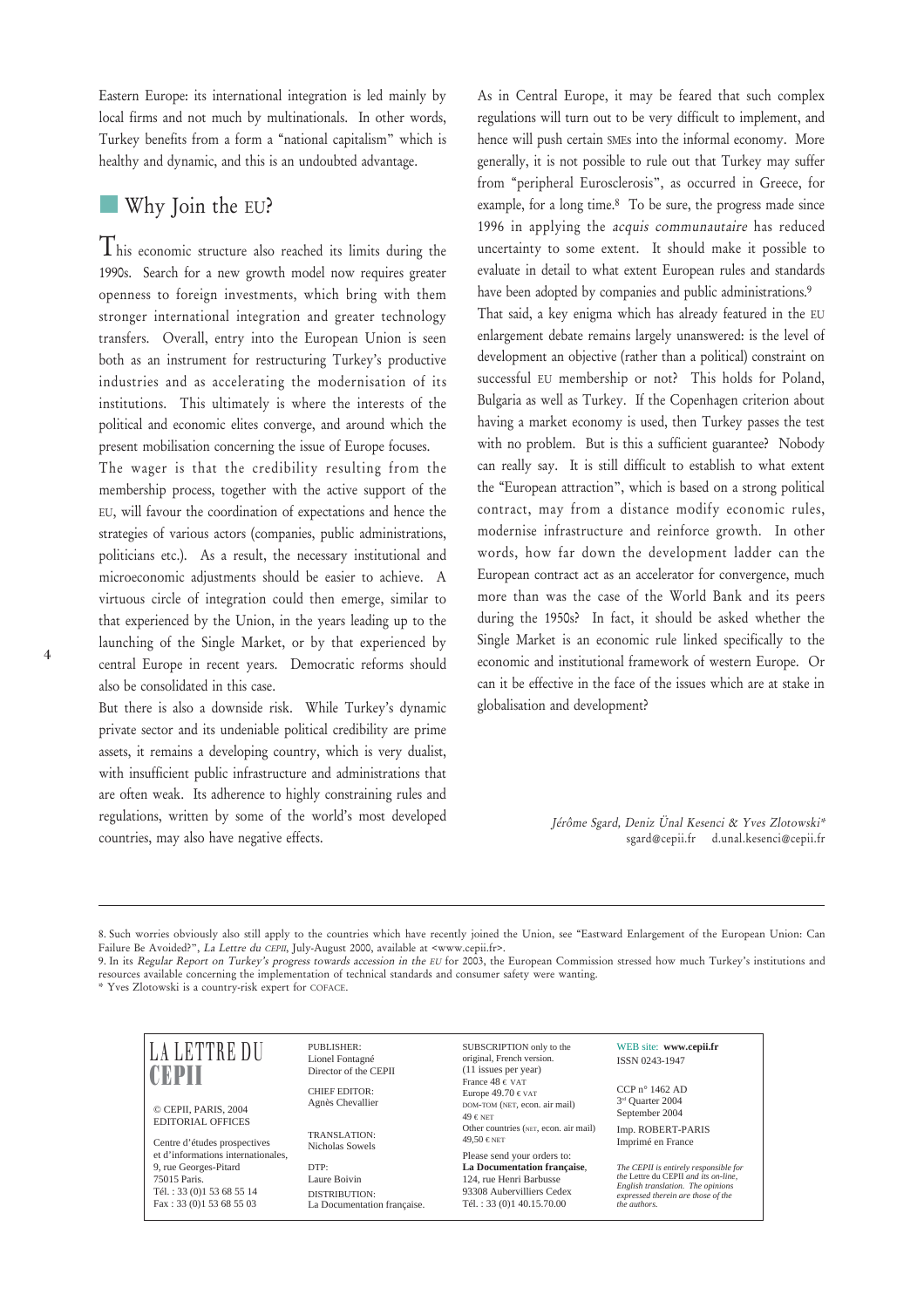Eastern Europe: its international integration is led mainly by local firms and not much by multinationals. In other words, Turkey benefits from a form a "national capitalism" which is healthy and dynamic, and this is an undoubted advantage.

## Why Join the EU?

This economic structure also reached its limits during the 1990s. Search for a new growth model now requires greater openness to foreign investments, which bring with them stronger international integration and greater technology transfers. Overall, entry into the European Union is seen both as an instrument for restructuring Turkey's productive industries and as accelerating the modernisation of its institutions. This ultimately is where the interests of the political and economic elites converge, and around which the present mobilisation concerning the issue of Europe focuses.

The wager is that the credibility resulting from the membership process, together with the active support of the EU, will favour the coordination of expectations and hence the strategies of various actors (companies, public administrations, politicians etc.). As a result, the necessary institutional and microeconomic adjustments should be easier to achieve. A virtuous circle of integration could then emerge, similar to that experienced by the Union, in the years leading up to the launching of the Single Market, or by that experienced by central Europe in recent years. Democratic reforms should also be consolidated in this case.

But there is also a downside risk. While Turkey's dynamic private sector and its undeniable political credibility are prime assets, it remains a developing country, which is very dualist, with insufficient public infrastructure and administrations that are often weak. Its adherence to highly constraining rules and regulations, written by some of the world's most developed countries, may also have negative effects.

As in Central Europe, it may be feared that such complex regulations will turn out to be very difficult to implement, and hence will push certain SMEs into the informal economy. More generally, it is not possible to rule out that Turkey may suffer from "peripheral Eurosclerosis", as occurred in Greece, for example, for a long time.[8] To be sure, the progress made since 1996 in applying the *acquis communautaire* has reduced uncertainty to some extent. It should make it possible to evaluate in detail to what extent European rules and standards have been adopted by companies and public administrations.[9]

That said, a key enigma which has already featured in the EU enlargement debate remains largely unanswered: is the level of development an objective (rather than a political) constraint on successful EU membership or not? This holds for Poland, Bulgaria as well as Turkey. If the Copenhagen criterion about having a market economy is used, then Turkey passes the test with no problem. But is this a sufficient guarantee? Nobody can really say. It is still difficult to establish to what extent the "European attraction", which is based on a strong political contract, may from a distance modify economic rules, modernise infrastructure and reinforce growth. In other words, how far down the development ladder can the European contract act as an accelerator for convergence, much more than was the case of the World Bank and its peers during the 1950s? In fact, it should be asked whether the Single Market is an economic rule linked specifically to the economic and institutional framework of western Europe. Or can it be effective in the face of the issues which are at stake in globalisation and development?

*Jérôme Sgard, Deniz Ünal Kesenci & Yves Zlotowski\**
sgard@cepii.fr d.unal.kesenci@cepii.fr

---

8. Such worries obviously also still apply to the countries which have recently joined the Union, see "Eastward Enlargement of the European Union: Can Failure Be Avoided?", *La Lettre du CEPII*, July-August 2000, available at <www.cepii.fr>.

9. In its *Regular Report on Turkey's progress towards accession in the EU* for 2003, the European Commission stressed how much Turkey's institutions and resources available concerning the implementation of technical standards and consumer safety were wanting.

\* Yves Zlotowski is a country-risk expert for COFACE.

---

**LA LETTRE DU CEPII**

© CEPII, PARIS, 2004
EDITORIAL OFFICES

Centre d'études prospectives et d'informations internationales,
9, rue Georges-Pitard
75015 Paris.
Tél. : 33 (0)1 53 68 55 14
Fax : 33 (0)1 53 68 55 03

PUBLISHER:
Lionel Fontagné
Director of the CEPII

CHIEF EDITOR:
Agnès Chevallier

TRANSLATION:
Nicholas Sowels

DTP:
Laure Boivin

DISTRIBUTION:
La Documentation française.

SUBSCRIPTION only to the original, French version.
(11 issues per year)
France 48 € VAT
Europe 49.70 € VAT
DOM-TOM (NET, econ. air mail) 49 € NET
Other countries (NET, econ. air mail) 49,50 € NET

Please send your orders to:
**La Documentation française**,
124, rue Henri Barbusse
93308 Aubervilliers Cedex
Tél. : 33 (0)1 40.15.70.00

WEB site: **www.cepii.fr**
ISSN 0243-1947

CCP n° 1462 AD
3rd Quarter 2004
September 2004

Imp. ROBERT-PARIS
Imprimé en France

*The CEPII is entirely responsible for the* Lettre du CEPII *and its on-line, English translation. The opinions expressed therein are those of the authors.*